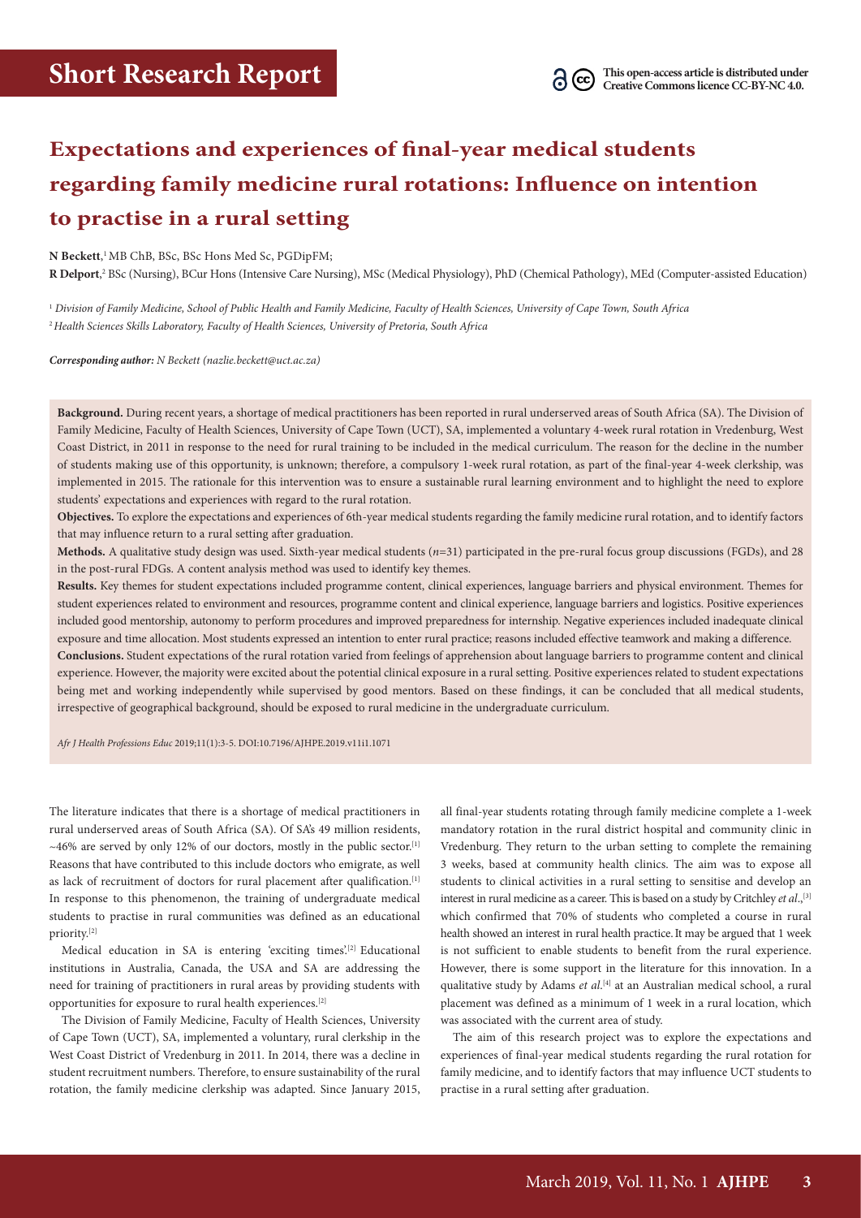**Short Research Report**

This open-access article is distributed under Creative Commons licence CC-BY-NC 4.0.

# Expectations and experiences of final-year medical students regarding family medicine rural rotations: Influence on intention to practise in a rural setting

**N Beckett**,[1] MB ChB, BSc, BSc Hons Med Sc, PGDipFM;
**R Delport**,[2] BSc (Nursing), BCur Hons (Intensive Care Nursing), MSc (Medical Physiology), PhD (Chemical Pathology), MEd (Computer-assisted Education)

[1] *Division of Family Medicine, School of Public Health and Family Medicine, Faculty of Health Sciences, University of Cape Town, South Africa*
[2] *Health Sciences Skills Laboratory, Faculty of Health Sciences, University of Pretoria, South Africa*

***Corresponding author:** N Beckett (nazlie.beckett@uct.ac.za)*

**Background.** During recent years, a shortage of medical practitioners has been reported in rural underserved areas of South Africa (SA). The Division of Family Medicine, Faculty of Health Sciences, University of Cape Town (UCT), SA, implemented a voluntary 4-week rural rotation in Vredenburg, West Coast District, in 2011 in response to the need for rural training to be included in the medical curriculum. The reason for the decline in the number of students making use of this opportunity, is unknown; therefore, a compulsory 1-week rural rotation, as part of the final-year 4-week clerkship, was implemented in 2015. The rationale for this intervention was to ensure a sustainable rural learning environment and to highlight the need to explore students' expectations and experiences with regard to the rural rotation.

**Objectives.** To explore the expectations and experiences of 6th-year medical students regarding the family medicine rural rotation, and to identify factors that may influence return to a rural setting after graduation.

**Methods.** A qualitative study design was used. Sixth-year medical students ($n$=31) participated in the pre-rural focus group discussions (FGDs), and 28 in the post-rural FDGs. A content analysis method was used to identify key themes.

**Results.** Key themes for student expectations included programme content, clinical experiences, language barriers and physical environment. Themes for student experiences related to environment and resources, programme content and clinical experience, language barriers and logistics. Positive experiences included good mentorship, autonomy to perform procedures and improved preparedness for internship. Negative experiences included inadequate clinical exposure and time allocation. Most students expressed an intention to enter rural practice; reasons included effective teamwork and making a difference.

**Conclusions.** Student expectations of the rural rotation varied from feelings of apprehension about language barriers to programme content and clinical experience. However, the majority were excited about the potential clinical exposure in a rural setting. Positive experiences related to student expectations being met and working independently while supervised by good mentors. Based on these findings, it can be concluded that all medical students, irrespective of geographical background, should be exposed to rural medicine in the undergraduate curriculum.

*Afr J Health Professions Educ* 2019;11(1):3-5. DOI:10.7196/AJHPE.2019.v11i1.1071

The literature indicates that there is a shortage of medical practitioners in rural underserved areas of South Africa (SA). Of SA's 49 million residents, ~46% are served by only 12% of our doctors, mostly in the public sector.[1] Reasons that have contributed to this include doctors who emigrate, as well as lack of recruitment of doctors for rural placement after qualification.[1] In response to this phenomenon, the training of undergraduate medical students to practise in rural communities was defined as an educational priority.[2]

Medical education in SA is entering 'exciting times'.[2] Educational institutions in Australia, Canada, the USA and SA are addressing the need for training of practitioners in rural areas by providing students with opportunities for exposure to rural health experiences.[2]

The Division of Family Medicine, Faculty of Health Sciences, University of Cape Town (UCT), SA, implemented a voluntary, rural clerkship in the West Coast District of Vredenburg in 2011. In 2014, there was a decline in student recruitment numbers. Therefore, to ensure sustainability of the rural rotation, the family medicine clerkship was adapted. Since January 2015, all final-year students rotating through family medicine complete a 1-week mandatory rotation in the rural district hospital and community clinic in Vredenburg. They return to the urban setting to complete the remaining 3 weeks, based at community health clinics. The aim was to expose all students to clinical activities in a rural setting to sensitise and develop an interest in rural medicine as a career. This is based on a study by Critchley *et al*.,[3] which confirmed that 70% of students who completed a course in rural health showed an interest in rural health practice. It may be argued that 1 week is not sufficient to enable students to benefit from the rural experience. However, there is some support in the literature for this innovation. In a qualitative study by Adams *et al*.[4] at an Australian medical school, a rural placement was defined as a minimum of 1 week in a rural location, which was associated with the current area of study.

The aim of this research project was to explore the expectations and experiences of final-year medical students regarding the rural rotation for family medicine, and to identify factors that may influence UCT students to practise in a rural setting after graduation.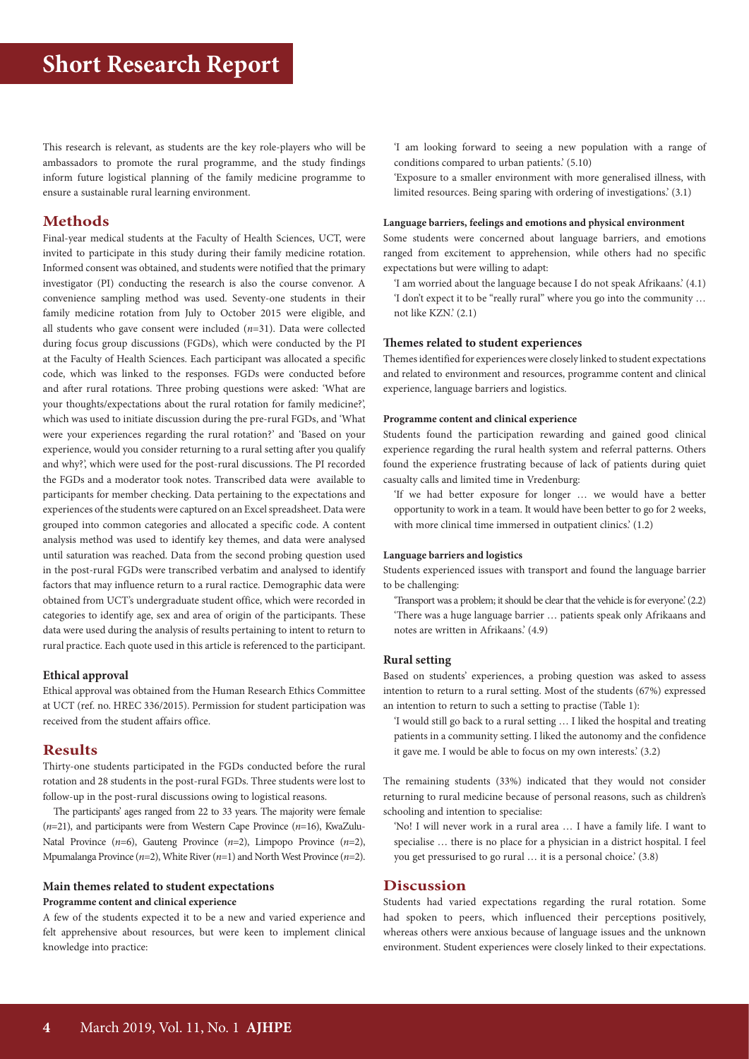This research is relevant, as students are the key role-players who will be ambassadors to promote the rural programme, and the study findings inform future logistical planning of the family medicine programme to ensure a sustainable rural learning environment.

## Methods

Final-year medical students at the Faculty of Health Sciences, UCT, were invited to participate in this study during their family medicine rotation. Informed consent was obtained, and students were notified that the primary investigator (PI) conducting the research is also the course convenor. A convenience sampling method was used. Seventy-one students in their family medicine rotation from July to October 2015 were eligible, and all students who gave consent were included (*n*=31). Data were collected during focus group discussions (FGDs), which were conducted by the PI at the Faculty of Health Sciences. Each participant was allocated a specific code, which was linked to the responses. FGDs were conducted before and after rural rotations. Three probing questions were asked: 'What are your thoughts/expectations about the rural rotation for family medicine?', which was used to initiate discussion during the pre-rural FGDs, and 'What were your experiences regarding the rural rotation?' and 'Based on your experience, would you consider returning to a rural setting after you qualify and why?', which were used for the post-rural discussions. The PI recorded the FGDs and a moderator took notes. Transcribed data were available to participants for member checking. Data pertaining to the expectations and experiences of the students were captured on an Excel spreadsheet. Data were grouped into common categories and allocated a specific code. A content analysis method was used to identify key themes, and data were analysed until saturation was reached. Data from the second probing question used in the post-rural FGDs were transcribed verbatim and analysed to identify factors that may influence return to a rural ractice. Demographic data were obtained from UCT's undergraduate student office, which were recorded in categories to identify age, sex and area of origin of the participants. These data were used during the analysis of results pertaining to intent to return to rural practice. Each quote used in this article is referenced to the participant.

### Ethical approval

Ethical approval was obtained from the Human Research Ethics Committee at UCT (ref. no. HREC 336/2015). Permission for student participation was received from the student affairs office.

## Results

Thirty-one students participated in the FGDs conducted before the rural rotation and 28 students in the post-rural FGDs. Three students were lost to follow-up in the post-rural discussions owing to logistical reasons.

The participants' ages ranged from 22 to 33 years. The majority were female (*n*=21), and participants were from Western Cape Province (*n*=16), KwaZulu-Natal Province (*n*=6), Gauteng Province (*n*=2), Limpopo Province (*n*=2), Mpumalanga Province (*n*=2), White River (*n*=1) and North West Province (*n*=2).

### Main themes related to student expectations

#### Programme content and clinical experience

A few of the students expected it to be a new and varied experience and felt apprehensive about resources, but were keen to implement clinical knowledge into practice:

> 'I am looking forward to seeing a new population with a range of conditions compared to urban patients.' (5.10)
>
> 'Exposure to a smaller environment with more generalised illness, with limited resources. Being sparing with ordering of investigations.' (3.1)

#### Language barriers, feelings and emotions and physical environment

Some students were concerned about language barriers, and emotions ranged from excitement to apprehension, while others had no specific expectations but were willing to adapt:

> 'I am worried about the language because I do not speak Afrikaans.' (4.1)
>
> 'I don't expect it to be "really rural" where you go into the community … not like KZN.' (2.1)

### Themes related to student experiences

Themes identified for experiences were closely linked to student expectations and related to environment and resources, programme content and clinical experience, language barriers and logistics.

#### Programme content and clinical experience

Students found the participation rewarding and gained good clinical experience regarding the rural health system and referral patterns. Others found the experience frustrating because of lack of patients during quiet casualty calls and limited time in Vredenburg:

> 'If we had better exposure for longer … we would have a better opportunity to work in a team. It would have been better to go for 2 weeks, with more clinical time immersed in outpatient clinics.' (1.2)

#### Language barriers and logistics

Students experienced issues with transport and found the language barrier to be challenging:

> 'Transport was a problem; it should be clear that the vehicle is for everyone.' (2.2)
>
> 'There was a huge language barrier … patients speak only Afrikaans and notes are written in Afrikaans.' (4.9)

### Rural setting

Based on students' experiences, a probing question was asked to assess intention to return to a rural setting. Most of the students (67%) expressed an intention to return to such a setting to practise (Table 1):

> 'I would still go back to a rural setting … I liked the hospital and treating patients in a community setting. I liked the autonomy and the confidence it gave me. I would be able to focus on my own interests.' (3.2)

The remaining students (33%) indicated that they would not consider returning to rural medicine because of personal reasons, such as children's schooling and intention to specialise:

> 'No! I will never work in a rural area … I have a family life. I want to specialise … there is no place for a physician in a district hospital. I feel you get pressurised to go rural … it is a personal choice.' (3.8)

## Discussion

Students had varied expectations regarding the rural rotation. Some had spoken to peers, which influenced their perceptions positively, whereas others were anxious because of language issues and the unknown environment. Student experiences were closely linked to their expectations.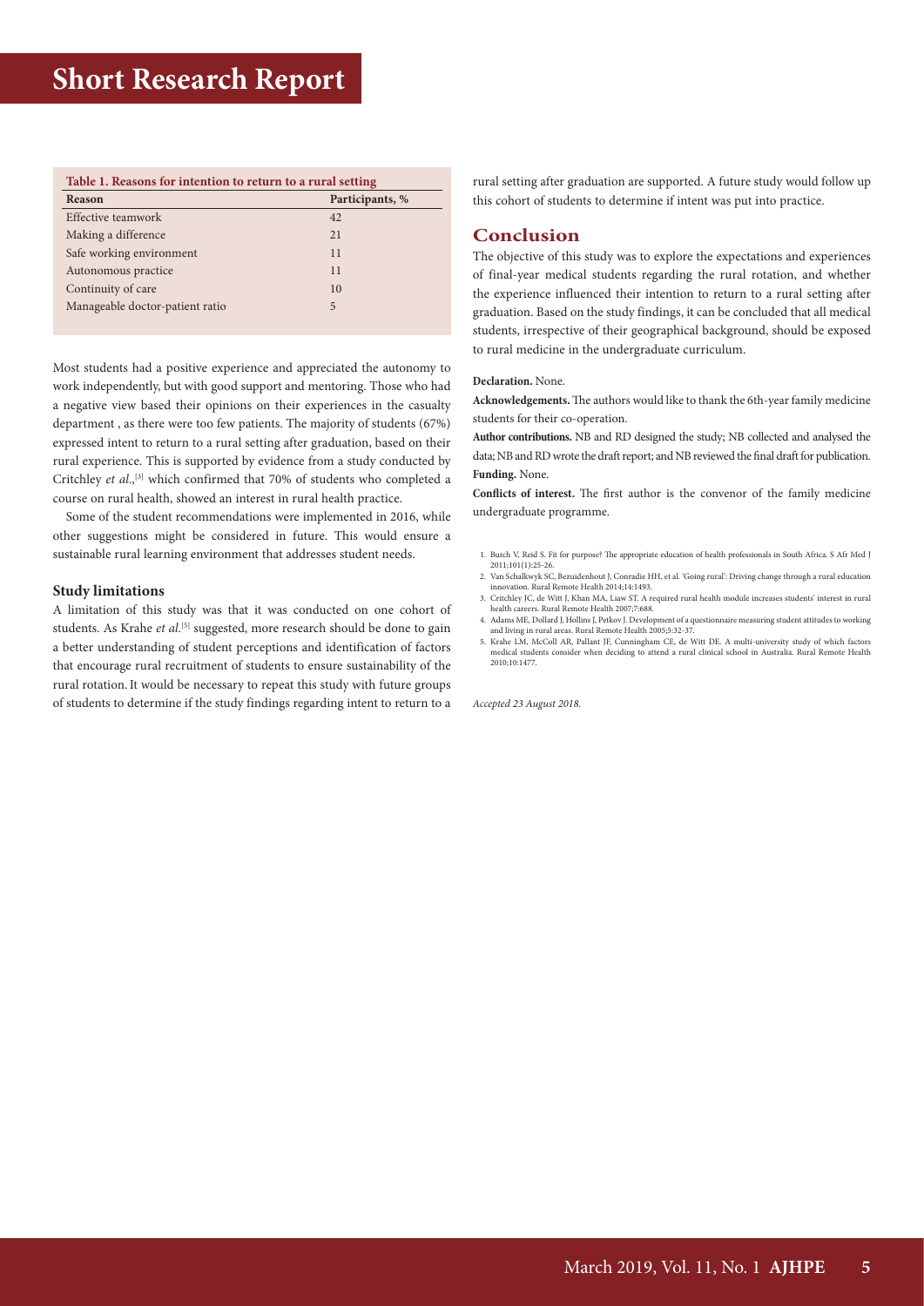**Table 1. Reasons for intention to return to a rural setting**

| Reason | Participants, % |
|---|---|
| Effective teamwork | 42 |
| Making a difference | 21 |
| Safe working environment | 11 |
| Autonomous practice | 11 |
| Continuity of care | 10 |
| Manageable doctor-patient ratio | 5 |

Most students had a positive experience and appreciated the autonomy to work independently, but with good support and mentoring. Those who had a negative view based their opinions on their experiences in the casualty department , as there were too few patients. The majority of students (67%) expressed intent to return to a rural setting after graduation, based on their rural experience. This is supported by evidence from a study conducted by Critchley *et al.*,[3] which confirmed that 70% of students who completed a course on rural health, showed an interest in rural health practice.

Some of the student recommendations were implemented in 2016, while other suggestions might be considered in future. This would ensure a sustainable rural learning environment that addresses student needs.

### Study limitations

A limitation of this study was that it was conducted on one cohort of students. As Krahe *et al.*[5] suggested, more research should be done to gain a better understanding of student perceptions and identification of factors that encourage rural recruitment of students to ensure sustainability of the rural rotation. It would be necessary to repeat this study with future groups of students to determine if the study findings regarding intent to return to a rural setting after graduation are supported. A future study would follow up this cohort of students to determine if intent was put into practice.

## Conclusion

The objective of this study was to explore the expectations and experiences of final-year medical students regarding the rural rotation, and whether the experience influenced their intention to return to a rural setting after graduation. Based on the study findings, it can be concluded that all medical students, irrespective of their geographical background, should be exposed to rural medicine in the undergraduate curriculum.

**Declaration.** None.

**Acknowledgements.** The authors would like to thank the 6th-year family medicine students for their co-operation.

**Author contributions.** NB and RD designed the study; NB collected and analysed the data; NB and RD wrote the draft report; and NB reviewed the final draft for publication.

**Funding.** None.

**Conflicts of interest.** The first author is the convenor of the family medicine undergraduate programme.

1. Burch V, Reid S. Fit for purpose? The appropriate education of health professionals in South Africa. S Afr Med J 2011;101(1):25-26.
2. Van Schalkwyk SC, Bezuidenhout J, Conradie HH, et al. 'Going rural': Driving change through a rural education innovation. Rural Remote Health 2014;14:1493.
3. Critchley JC, de Witt J, Khan MA, Liaw ST. A required rural health module increases students' interest in rural health careers. Rural Remote Health 2007;7:688.
4. Adams ME, Dollard J, Hollins J, Petkov J. Development of a questionnaire measuring student attitudes to working and living in rural areas. Rural Remote Health 2005;5:32-37.
5. Krahe LM, McColl AR, Pallant JF, Cunningham CE, de Witt DE. A multi-university study of which factors medical students consider when deciding to attend a rural clinical school in Australia. Rural Remote Health 2010;10:1477.

*Accepted 23 August 2018.*